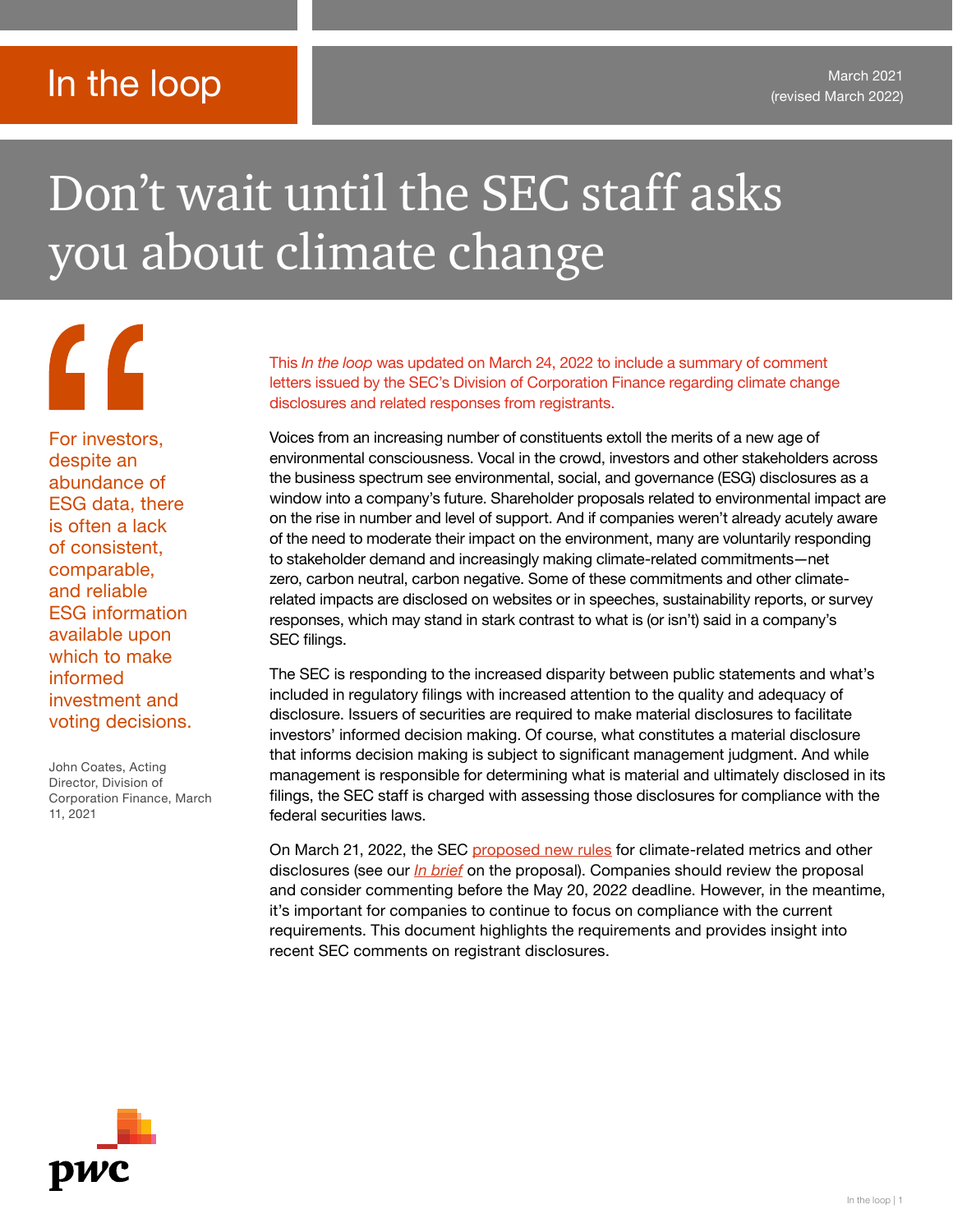In the loop

March 2021
(revised March 2022)

# Don't wait until the SEC staff asks you about climate change

> For investors, despite an abundance of ESG data, there is often a lack of consistent, comparable, and reliable ESG information available upon which to make informed investment and voting decisions.

John Coates, Acting Director, Division of Corporation Finance, March 11, 2021

This *In the loop* was updated on March 24, 2022 to include a summary of comment letters issued by the SEC's Division of Corporation Finance regarding climate change disclosures and related responses from registrants.

Voices from an increasing number of constituents extoll the merits of a new age of environmental consciousness. Vocal in the crowd, investors and other stakeholders across the business spectrum see environmental, social, and governance (ESG) disclosures as a window into a company's future. Shareholder proposals related to environmental impact are on the rise in number and level of support. And if companies weren't already acutely aware of the need to moderate their impact on the environment, many are voluntarily responding to stakeholder demand and increasingly making climate-related commitments—net zero, carbon neutral, carbon negative. Some of these commitments and other climate-related impacts are disclosed on websites or in speeches, sustainability reports, or survey responses, which may stand in stark contrast to what is (or isn't) said in a company's SEC filings.

The SEC is responding to the increased disparity between public statements and what's included in regulatory filings with increased attention to the quality and adequacy of disclosure. Issuers of securities are required to make material disclosures to facilitate investors' informed decision making. Of course, what constitutes a material disclosure that informs decision making is subject to significant management judgment. And while management is responsible for determining what is material and ultimately disclosed in its filings, the SEC staff is charged with assessing those disclosures for compliance with the federal securities laws.

On March 21, 2022, the SEC proposed new rules for climate-related metrics and other disclosures (see our *In brief* on the proposal). Companies should review the proposal and consider commenting before the May 20, 2022 deadline. However, in the meantime, it's important for companies to continue to focus on compliance with the current requirements. This document highlights the requirements and provides insight into recent SEC comments on registrant disclosures.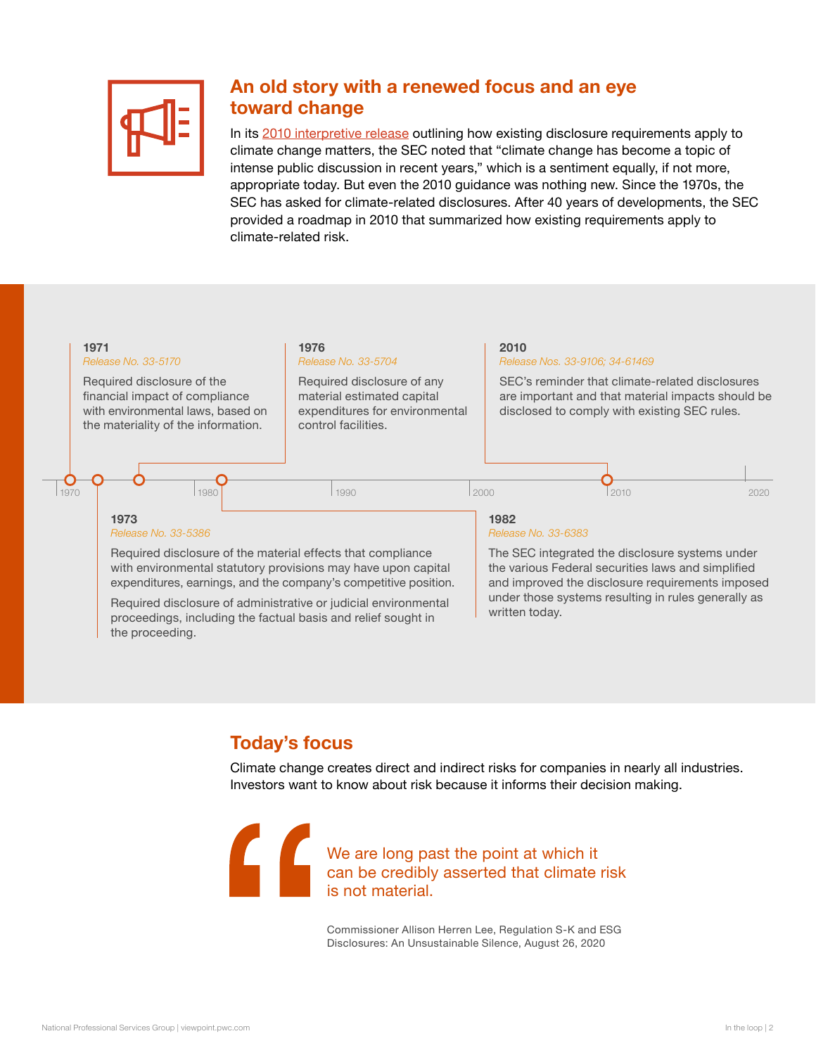## An old story with a renewed focus and an eye toward change

In its 2010 interpretive release outlining how existing disclosure requirements apply to climate change matters, the SEC noted that "climate change has become a topic of intense public discussion in recent years," which is a sentiment equally, if not more, appropriate today. But even the 2010 guidance was nothing new. Since the 1970s, the SEC has asked for climate-related disclosures. After 40 years of developments, the SEC provided a roadmap in 2010 that summarized how existing requirements apply to climate-related risk.

**1971**
*Release No. 33-5170*
Required disclosure of the financial impact of compliance with environmental laws, based on the materiality of the information.

**1973**
*Release No. 33-5386*
Required disclosure of the material effects that compliance with environmental statutory provisions may have upon capital expenditures, earnings, and the company's competitive position.

Required disclosure of administrative or judicial environmental proceedings, including the factual basis and relief sought in the proceeding.

**1976**
*Release No. 33-5704*
Required disclosure of any material estimated capital expenditures for environmental control facilities.

**1982**
*Release No. 33-6383*
The SEC integrated the disclosure systems under the various Federal securities laws and simplified and improved the disclosure requirements imposed under those systems resulting in rules generally as written today.

**2010**
*Release Nos. 33-9106; 34-61469*
SEC's reminder that climate-related disclosures are important and that material impacts should be disclosed to comply with existing SEC rules.

## Today's focus

Climate change creates direct and indirect risks for companies in nearly all industries. Investors want to know about risk because it informs their decision making.

> We are long past the point at which it can be credibly asserted that climate risk is not material.
>
> Commissioner Allison Herren Lee, Regulation S-K and ESG Disclosures: An Unsustainable Silence, August 26, 2020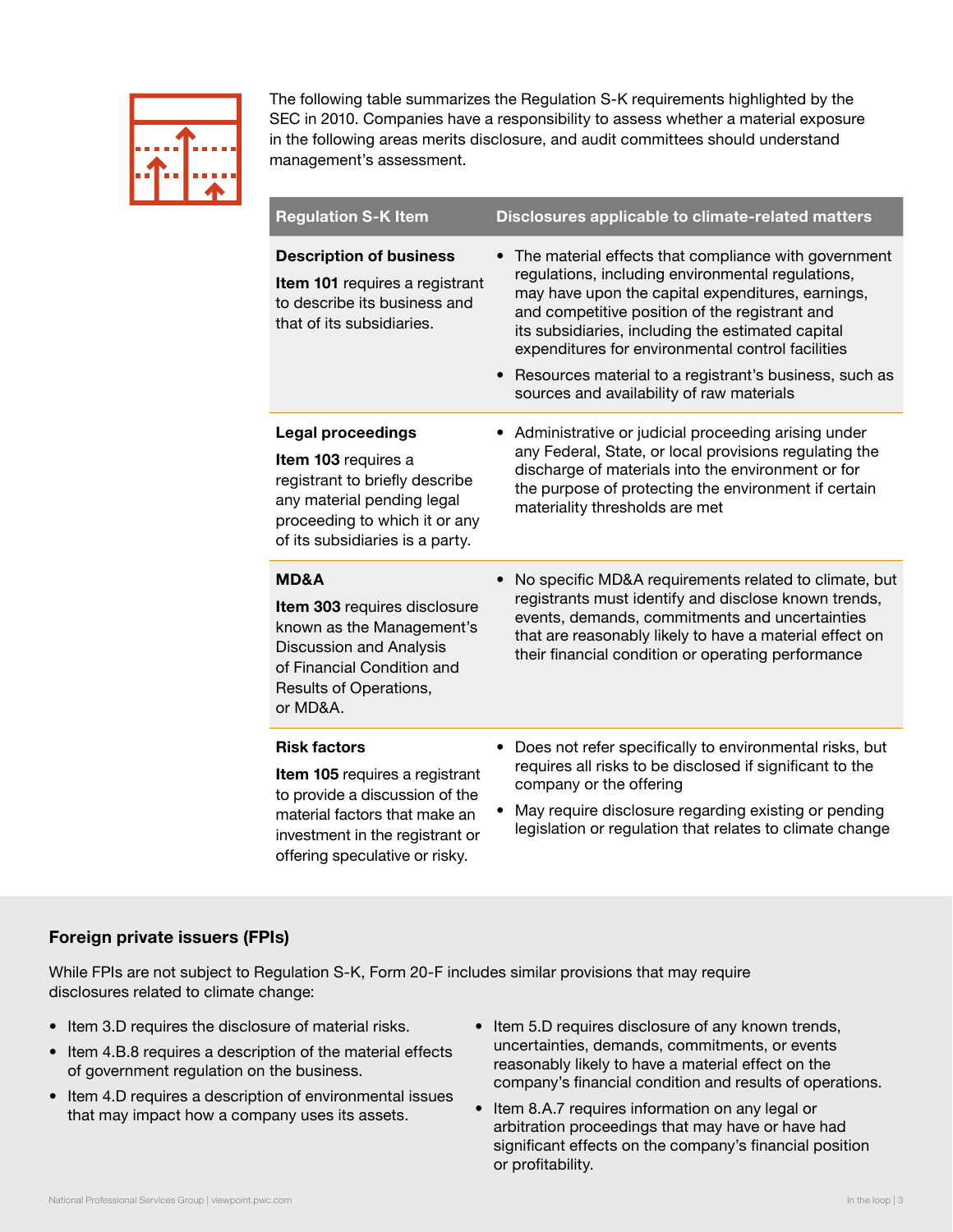The following table summarizes the Regulation S-K requirements highlighted by the SEC in 2010. Companies have a responsibility to assess whether a material exposure in the following areas merits disclosure, and audit committees should understand management's assessment.

| Regulation S-K Item | Disclosures applicable to climate-related matters |
| --- | --- |
| **Description of business**<br><br>**Item 101** requires a registrant to describe its business and that of its subsidiaries. | • The material effects that compliance with government regulations, including environmental regulations, may have upon the capital expenditures, earnings, and competitive position of the registrant and its subsidiaries, including the estimated capital expenditures for environmental control facilities<br>• Resources material to a registrant's business, such as sources and availability of raw materials |
| **Legal proceedings**<br><br>**Item 103** requires a registrant to briefly describe any material pending legal proceeding to which it or any of its subsidiaries is a party. | • Administrative or judicial proceeding arising under any Federal, State, or local provisions regulating the discharge of materials into the environment or for the purpose of protecting the environment if certain materiality thresholds are met |
| **MD&A**<br><br>**Item 303** requires disclosure known as the Management's Discussion and Analysis of Financial Condition and Results of Operations, or MD&A. | • No specific MD&A requirements related to climate, but registrants must identify and disclose known trends, events, demands, commitments and uncertainties that are reasonably likely to have a material effect on their financial condition or operating performance |
| **Risk factors**<br><br>**Item 105** requires a registrant to provide a discussion of the material factors that make an investment in the registrant or offering speculative or risky. | • Does not refer specifically to environmental risks, but requires all risks to be disclosed if significant to the company or the offering<br>• May require disclosure regarding existing or pending legislation or regulation that relates to climate change |

### Foreign private issuers (FPIs)

While FPIs are not subject to Regulation S-K, Form 20-F includes similar provisions that may require disclosures related to climate change:

- Item 3.D requires the disclosure of material risks.
- Item 4.B.8 requires a description of the material effects of government regulation on the business.
- Item 4.D requires a description of environmental issues that may impact how a company uses its assets.
- Item 5.D requires disclosure of any known trends, uncertainties, demands, commitments, or events reasonably likely to have a material effect on the company's financial condition and results of operations.
- Item 8.A.7 requires information on any legal or arbitration proceedings that may have or have had significant effects on the company's financial position or profitability.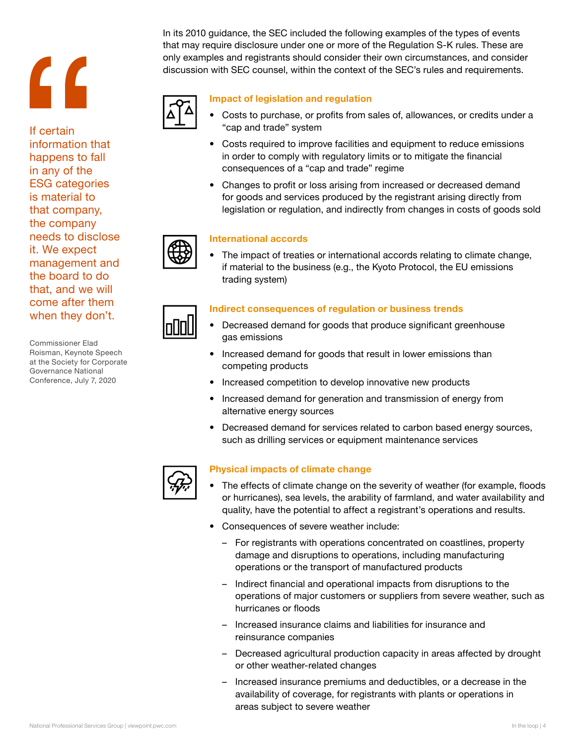> "If certain information that happens to fall in any of the ESG categories is material to that company, the company needs to disclose it. We expect management and the board to do that, and we will come after them when they don't.
>
> Commissioner Elad Roisman, Keynote Speech at the Society for Corporate Governance National Conference, July 7, 2020

In its 2010 guidance, the SEC included the following examples of the types of events that may require disclosure under one or more of the Regulation S-K rules. These are only examples and registrants should consider their own circumstances, and consider discussion with SEC counsel, within the context of the SEC's rules and requirements.

### Impact of legislation and regulation

- Costs to purchase, or profits from sales of, allowances, or credits under a "cap and trade" system
- Costs required to improve facilities and equipment to reduce emissions in order to comply with regulatory limits or to mitigate the financial consequences of a "cap and trade" regime
- Changes to profit or loss arising from increased or decreased demand for goods and services produced by the registrant arising directly from legislation or regulation, and indirectly from changes in costs of goods sold

### International accords

- The impact of treaties or international accords relating to climate change, if material to the business (e.g., the Kyoto Protocol, the EU emissions trading system)

### Indirect consequences of regulation or business trends

- Decreased demand for goods that produce significant greenhouse gas emissions
- Increased demand for goods that result in lower emissions than competing products
- Increased competition to develop innovative new products
- Increased demand for generation and transmission of energy from alternative energy sources
- Decreased demand for services related to carbon based energy sources, such as drilling services or equipment maintenance services

### Physical impacts of climate change

- The effects of climate change on the severity of weather (for example, floods or hurricanes), sea levels, the arability of farmland, and water availability and quality, have the potential to affect a registrant's operations and results.
- Consequences of severe weather include:
  - For registrants with operations concentrated on coastlines, property damage and disruptions to operations, including manufacturing operations or the transport of manufactured products
  - Indirect financial and operational impacts from disruptions to the operations of major customers or suppliers from severe weather, such as hurricanes or floods
  - Increased insurance claims and liabilities for insurance and reinsurance companies
  - Decreased agricultural production capacity in areas affected by drought or other weather-related changes
  - Increased insurance premiums and deductibles, or a decrease in the availability of coverage, for registrants with plants or operations in areas subject to severe weather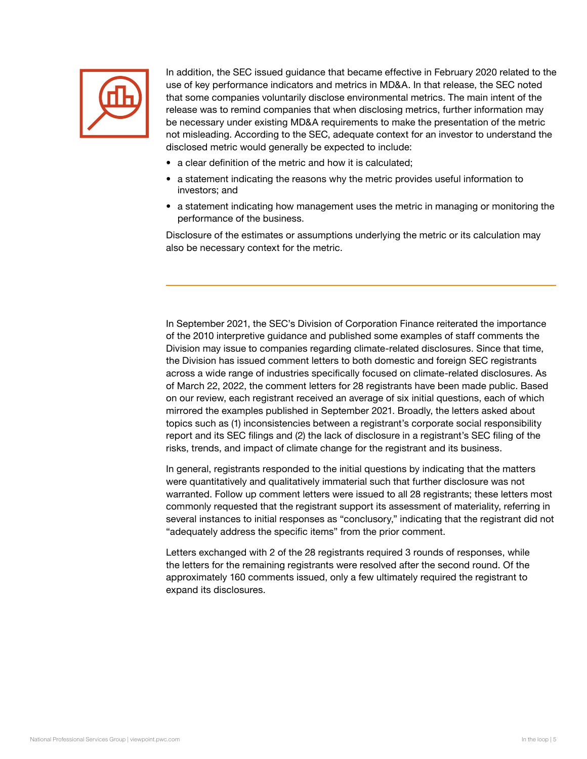In addition, the SEC issued guidance that became effective in February 2020 related to the use of key performance indicators and metrics in MD&A. In that release, the SEC noted that some companies voluntarily disclose environmental metrics. The main intent of the release was to remind companies that when disclosing metrics, further information may be necessary under existing MD&A requirements to make the presentation of the metric not misleading. According to the SEC, adequate context for an investor to understand the disclosed metric would generally be expected to include:

- a clear definition of the metric and how it is calculated;
- a statement indicating the reasons why the metric provides useful information to investors; and
- a statement indicating how management uses the metric in managing or monitoring the performance of the business.

Disclosure of the estimates or assumptions underlying the metric or its calculation may also be necessary context for the metric.

---

In September 2021, the SEC's Division of Corporation Finance reiterated the importance of the 2010 interpretive guidance and published some examples of staff comments the Division may issue to companies regarding climate-related disclosures. Since that time, the Division has issued comment letters to both domestic and foreign SEC registrants across a wide range of industries specifically focused on climate-related disclosures. As of March 22, 2022, the comment letters for 28 registrants have been made public. Based on our review, each registrant received an average of six initial questions, each of which mirrored the examples published in September 2021. Broadly, the letters asked about topics such as (1) inconsistencies between a registrant's corporate social responsibility report and its SEC filings and (2) the lack of disclosure in a registrant's SEC filing of the risks, trends, and impact of climate change for the registrant and its business.

In general, registrants responded to the initial questions by indicating that the matters were quantitatively and qualitatively immaterial such that further disclosure was not warranted. Follow up comment letters were issued to all 28 registrants; these letters most commonly requested that the registrant support its assessment of materiality, referring in several instances to initial responses as "conclusory," indicating that the registrant did not "adequately address the specific items" from the prior comment.

Letters exchanged with 2 of the 28 registrants required 3 rounds of responses, while the letters for the remaining registrants were resolved after the second round. Of the approximately 160 comments issued, only a few ultimately required the registrant to expand its disclosures.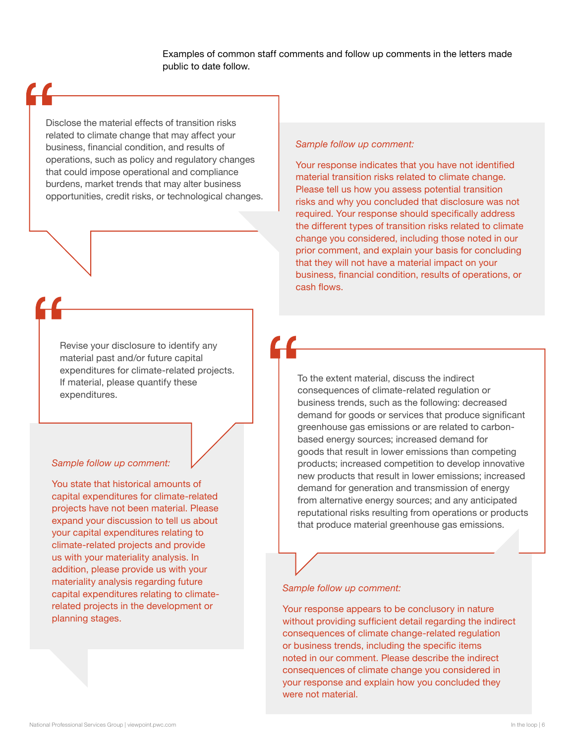Examples of common staff comments and follow up comments in the letters made public to date follow.

> Disclose the material effects of transition risks related to climate change that may affect your business, financial condition, and results of operations, such as policy and regulatory changes that could impose operational and compliance burdens, market trends that may alter business opportunities, credit risks, or technological changes.

*Sample follow up comment:*

Your response indicates that you have not identified material transition risks related to climate change. Please tell us how you assess potential transition risks and why you concluded that disclosure was not required. Your response should specifically address the different types of transition risks related to climate change you considered, including those noted in our prior comment, and explain your basis for concluding that they will not have a material impact on your business, financial condition, results of operations, or cash flows.

> Revise your disclosure to identify any material past and/or future capital expenditures for climate-related projects. If material, please quantify these expenditures.

*Sample follow up comment:*

You state that historical amounts of capital expenditures for climate-related projects have not been material. Please expand your discussion to tell us about your capital expenditures relating to climate-related projects and provide us with your materiality analysis. In addition, please provide us with your materiality analysis regarding future capital expenditures relating to climate-related projects in the development or planning stages.

> To the extent material, discuss the indirect consequences of climate-related regulation or business trends, such as the following: decreased demand for goods or services that produce significant greenhouse gas emissions or are related to carbon-based energy sources; increased demand for goods that result in lower emissions than competing products; increased competition to develop innovative new products that result in lower emissions; increased demand for generation and transmission of energy from alternative energy sources; and any anticipated reputational risks resulting from operations or products that produce material greenhouse gas emissions.

*Sample follow up comment:*

Your response appears to be conclusory in nature without providing sufficient detail regarding the indirect consequences of climate change-related regulation or business trends, including the specific items noted in our comment. Please describe the indirect consequences of climate change you considered in your response and explain how you concluded they were not material.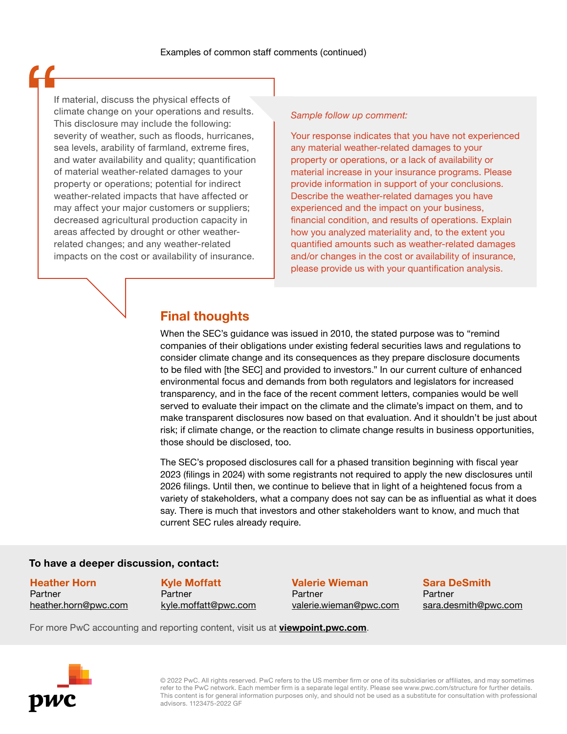Examples of common staff comments (continued)

> If material, discuss the physical effects of climate change on your operations and results. This disclosure may include the following: severity of weather, such as floods, hurricanes, sea levels, arability of farmland, extreme fires, and water availability and quality; quantification of material weather-related damages to your property or operations; potential for indirect weather-related impacts that have affected or may affect your major customers or suppliers; decreased agricultural production capacity in areas affected by drought or other weather-related changes; and any weather-related impacts on the cost or availability of insurance.

*Sample follow up comment:*

Your response indicates that you have not experienced any material weather-related damages to your property or operations, or a lack of availability or material increase in your insurance programs. Please provide information in support of your conclusions. Describe the weather-related damages you have experienced and the impact on your business, financial condition, and results of operations. Explain how you analyzed materiality and, to the extent you quantified amounts such as weather-related damages and/or changes in the cost or availability of insurance, please provide us with your quantification analysis.

## Final thoughts

When the SEC's guidance was issued in 2010, the stated purpose was to "remind companies of their obligations under existing federal securities laws and regulations to consider climate change and its consequences as they prepare disclosure documents to be filed with [the SEC] and provided to investors." In our current culture of enhanced environmental focus and demands from both regulators and legislators for increased transparency, and in the face of the recent comment letters, companies would be well served to evaluate their impact on the climate and the climate's impact on them, and to make transparent disclosures now based on that evaluation. And it shouldn't be just about risk; if climate change, or the reaction to climate change results in business opportunities, those should be disclosed, too.

The SEC's proposed disclosures call for a phased transition beginning with fiscal year 2023 (filings in 2024) with some registrants not required to apply the new disclosures until 2026 filings. Until then, we continue to believe that in light of a heightened focus from a variety of stakeholders, what a company does not say can be as influential as what it does say. There is much that investors and other stakeholders want to know, and much that current SEC rules already require.

**To have a deeper discussion, contact:**

**Heather Horn**
Partner
heather.horn@pwc.com

**Kyle Moffatt**
Partner
kyle.moffatt@pwc.com

**Valerie Wieman**
Partner
valerie.wieman@pwc.com

**Sara DeSmith**
Partner
sara.desmith@pwc.com

For more PwC accounting and reporting content, visit us at **viewpoint.pwc.com**.

© 2022 PwC. All rights reserved. PwC refers to the US member firm or one of its subsidiaries or affiliates, and may sometimes refer to the PwC network. Each member firm is a separate legal entity. Please see www.pwc.com/structure for further details. This content is for general information purposes only, and should not be used as a substitute for consultation with professional advisors. 1123475-2022 GF